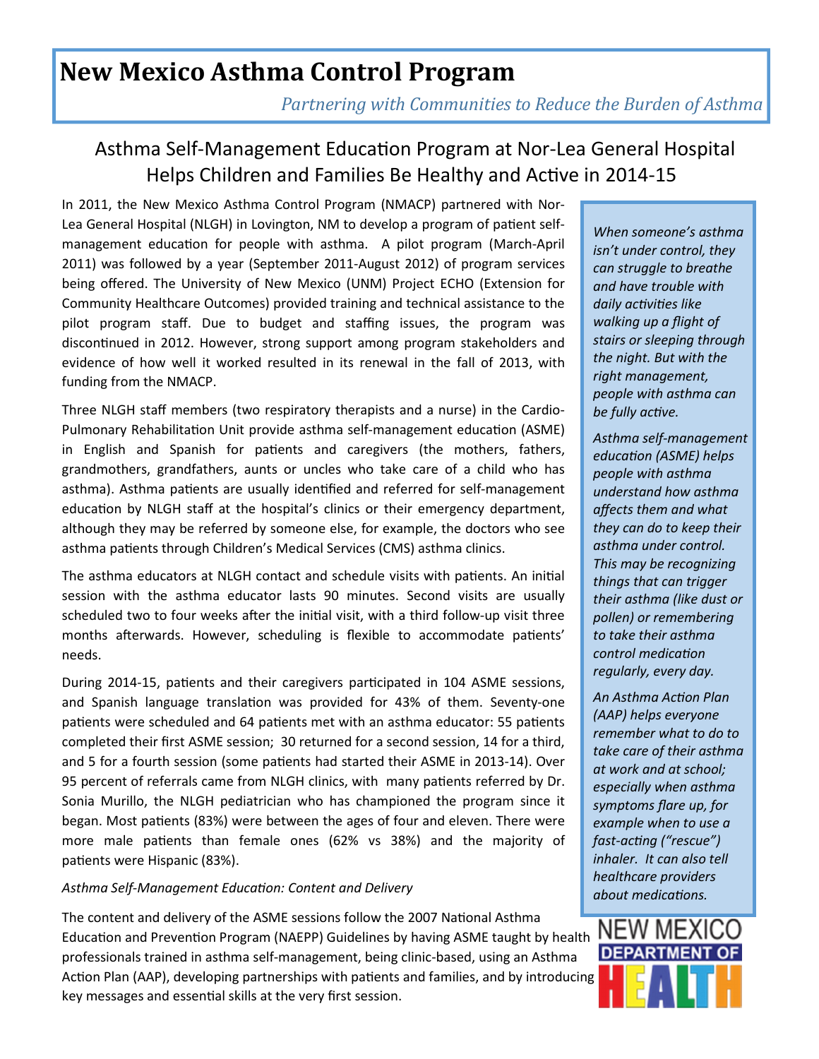# New Mexico Asthma Control Program

*Partnering with Communities to Reduce the Burden of Asthma*

## Asthma Self-Management Education Program at Nor-Lea General Hospital Helps Children and Families Be Healthy and Active in 2014-15

In 2011, the New Mexico Asthma Control Program (NMACP) partnered with Nor-Lea General Hospital (NLGH) in Lovington, NM to develop a program of patient self-management education for people with asthma. A pilot program (March-April 2011) was followed by a year (September 2011-August 2012) of program services being offered. The University of New Mexico (UNM) Project ECHO (Extension for Community Healthcare Outcomes) provided training and technical assistance to the pilot program staff. Due to budget and staffing issues, the program was discontinued in 2012. However, strong support among program stakeholders and evidence of how well it worked resulted in its renewal in the fall of 2013, with funding from the NMACP.

Three NLGH staff members (two respiratory therapists and a nurse) in the Cardio-Pulmonary Rehabilitation Unit provide asthma self-management education (ASME) in English and Spanish for patients and caregivers (the mothers, fathers, grandmothers, grandfathers, aunts or uncles who take care of a child who has asthma). Asthma patients are usually identified and referred for self-management education by NLGH staff at the hospital's clinics or their emergency department, although they may be referred by someone else, for example, the doctors who see asthma patients through Children's Medical Services (CMS) asthma clinics.

The asthma educators at NLGH contact and schedule visits with patients. An initial session with the asthma educator lasts 90 minutes. Second visits are usually scheduled two to four weeks after the initial visit, with a third follow-up visit three months afterwards. However, scheduling is flexible to accommodate patients' needs.

During 2014-15, patients and their caregivers participated in 104 ASME sessions, and Spanish language translation was provided for 43% of them. Seventy-one patients were scheduled and 64 patients met with an asthma educator: 55 patients completed their first ASME session; 30 returned for a second session, 14 for a third, and 5 for a fourth session (some patients had started their ASME in 2013-14). Over 95 percent of referrals came from NLGH clinics, with many patients referred by Dr. Sonia Murillo, the NLGH pediatrician who has championed the program since it began. Most patients (83%) were between the ages of four and eleven. There were more male patients than female ones (62% vs 38%) and the majority of patients were Hispanic (83%).

*Asthma Self-Management Education: Content and Delivery*

The content and delivery of the ASME sessions follow the 2007 National Asthma Education and Prevention Program (NAEPP) Guidelines by having ASME taught by health professionals trained in asthma self-management, being clinic-based, using an Asthma Action Plan (AAP), developing partnerships with patients and families, and by introducing key messages and essential skills at the very first session.

*When someone's asthma isn't under control, they can struggle to breathe and have trouble with daily activities like walking up a flight of stairs or sleeping through the night. But with the right management, people with asthma can be fully active.*

*Asthma self-management education (ASME) helps people with asthma understand how asthma affects them and what they can do to keep their asthma under control. This may be recognizing things that can trigger their asthma (like dust or pollen) or remembering to take their asthma control medication regularly, every day.*

*An Asthma Action Plan (AAP) helps everyone remember what to do to take care of their asthma at work and at school; especially when asthma symptoms flare up, for example when to use a fast-acting ("rescue") inhaler. It can also tell healthcare providers about medications.*

NEW MEXICO DEPARTMENT OF HEALTH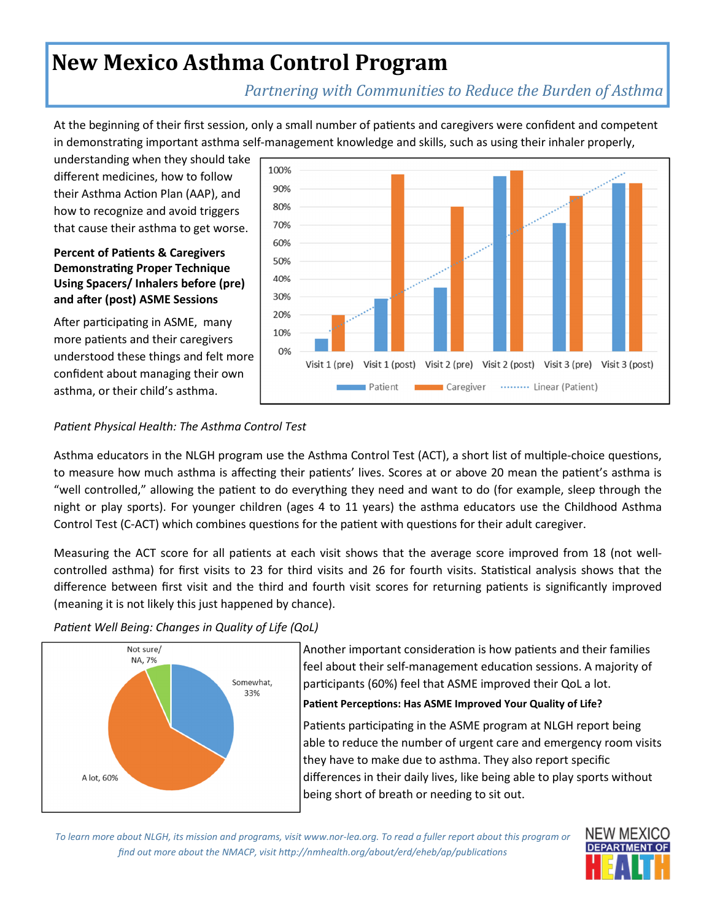# New Mexico Asthma Control Program

*Partnering with Communities to Reduce the Burden of Asthma*

At the beginning of their first session, only a small number of patients and caregivers were confident and competent in demonstrating important asthma self-management knowledge and skills, such as using their inhaler properly, understanding when they should take different medicines, how to follow their Asthma Action Plan (AAP), and how to recognize and avoid triggers that cause their asthma to get worse.

**Percent of Patients & Caregivers Demonstrating Proper Technique Using Spacers/ Inhalers before (pre) and after (post) ASME Sessions**

100%
90%
80%
70%
60%
50%
40%
30%
20%
10%
0%

Visit 1 (pre) Visit 1 (post) Visit 2 (pre) Visit 2 (post) Visit 3 (pre) Visit 3 (post)

Patient Caregiver Linear (Patient)

After participating in ASME, many more patients and their caregivers understood these things and felt more confident about managing their own asthma, or their child's asthma.

*Patient Physical Health: The Asthma Control Test*

Asthma educators in the NLGH program use the Asthma Control Test (ACT), a short list of multiple-choice questions, to measure how much asthma is affecting their patients' lives. Scores at or above 20 mean the patient's asthma is "well controlled," allowing the patient to do everything they need and want to do (for example, sleep through the night or play sports). For younger children (ages 4 to 11 years) the asthma educators use the Childhood Asthma Control Test (C-ACT) which combines questions for the patient with questions for their adult caregiver.

Measuring the ACT score for all patients at each visit shows that the average score improved from 18 (not well-controlled asthma) for first visits to 23 for third visits and 26 for fourth visits. Statistical analysis shows that the difference between first visit and the third and fourth visit scores for returning patients is significantly improved (meaning it is not likely this just happened by chance).

*Patient Well Being: Changes in Quality of Life (QoL)*

Not sure/ NA, 7%
Somewhat, 33%
A lot, 60%

Another important consideration is how patients and their families feel about their self-management education sessions. A majority of participants (60%) feel that ASME improved their QoL a lot.

**Patient Perceptions: Has ASME Improved Your Quality of Life?**

Patients participating in the ASME program at NLGH report being able to reduce the number of urgent care and emergency room visits they have to make due to asthma. They also report specific differences in their daily lives, like being able to play sports without being short of breath or needing to sit out.

*To learn more about NLGH, its mission and programs, visit www.nor-lea.org. To read a fuller report about this program or find out more about the NMACP, visit http://nmhealth.org/about/erd/eheb/ap/publications*

NEW MEXICO DEPARTMENT OF HEALTH